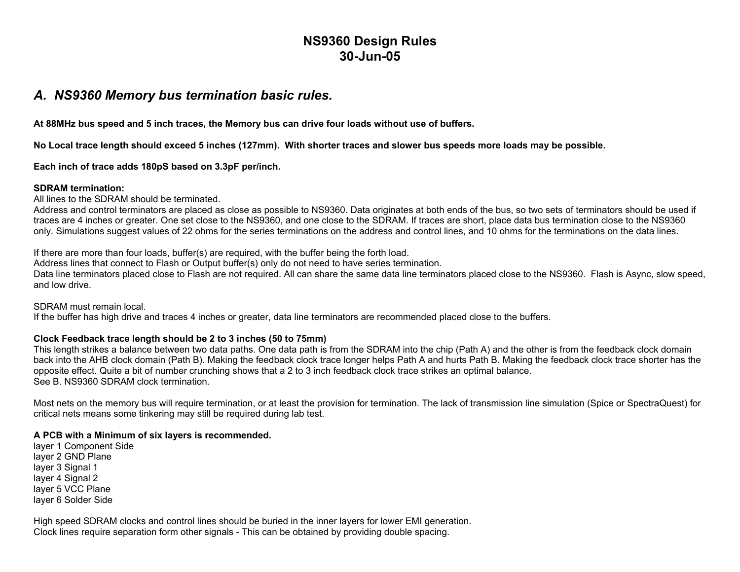# NS9360 Design Rules
# 30-Jun-05

## *A. NS9360 Memory bus termination basic rules.*

**At 88MHz bus speed and 5 inch traces, the Memory bus can drive four loads without use of buffers.**

**No Local trace length should exceed 5 inches (127mm). With shorter traces and slower bus speeds more loads may be possible.**

**Each inch of trace adds 180pS based on 3.3pF per/inch.**

**SDRAM termination:**
All lines to the SDRAM should be terminated.
Address and control terminators are placed as close as possible to NS9360. Data originates at both ends of the bus, so two sets of terminators should be used if traces are 4 inches or greater. One set close to the NS9360, and one close to the SDRAM. If traces are short, place data bus termination close to the NS9360 only. Simulations suggest values of 22 ohms for the series terminations on the address and control lines, and 10 ohms for the terminations on the data lines.

If there are more than four loads, buffer(s) are required, with the buffer being the forth load.
Address lines that connect to Flash or Output buffer(s) only do not need to have series termination.
Data line terminators placed close to Flash are not required. All can share the same data line terminators placed close to the NS9360. Flash is Async, slow speed, and low drive.

SDRAM must remain local.
If the buffer has high drive and traces 4 inches or greater, data line terminators are recommended placed close to the buffers.

**Clock Feedback trace length should be 2 to 3 inches (50 to 75mm)**
This length strikes a balance between two data paths. One data path is from the SDRAM into the chip (Path A) and the other is from the feedback clock domain back into the AHB clock domain (Path B). Making the feedback clock trace longer helps Path A and hurts Path B. Making the feedback clock trace shorter has the opposite effect. Quite a bit of number crunching shows that a 2 to 3 inch feedback clock trace strikes an optimal balance.
See B. NS9360 SDRAM clock termination.

Most nets on the memory bus will require termination, or at least the provision for termination. The lack of transmission line simulation (Spice or SpectraQuest) for critical nets means some tinkering may still be required during lab test.

**A PCB with a Minimum of six layers is recommended.**
layer 1 Component Side
layer 2 GND Plane
layer 3 Signal 1
layer 4 Signal 2
layer 5 VCC Plane
layer 6 Solder Side

High speed SDRAM clocks and control lines should be buried in the inner layers for lower EMI generation.
Clock lines require separation form other signals - This can be obtained by providing double spacing.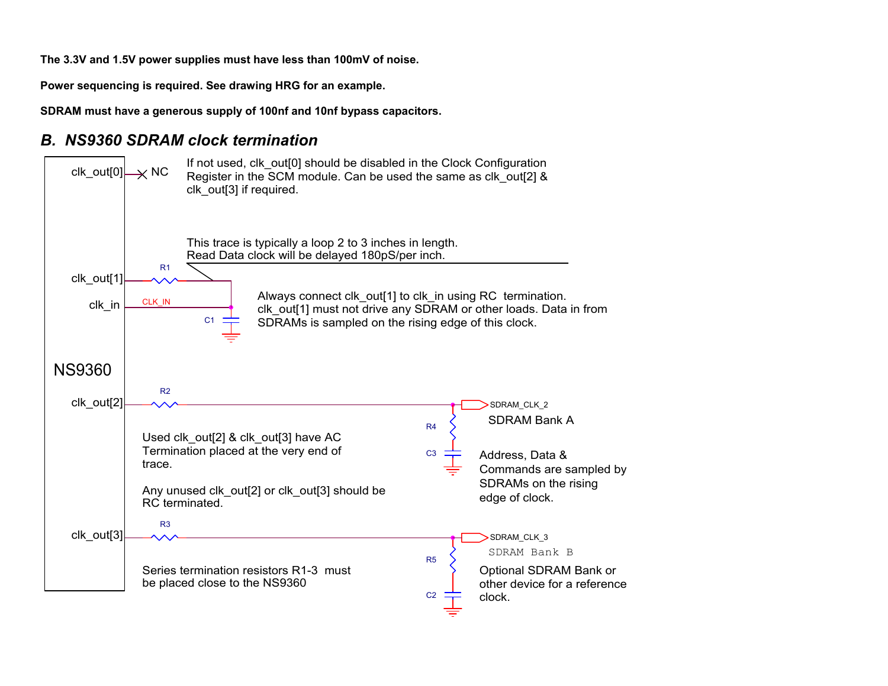**The 3.3V and 1.5V power supplies must have less than 100mV of noise.**

**Power sequencing is required. See drawing HRG for an example.**

**SDRAM must have a generous supply of 100nf and 10nf bypass capacitors.**

## *B. NS9360 SDRAM clock termination*

NS9360

clk_out[0] — NC

If not used, clk_out[0] should be disabled in the Clock Configuration Register in the SCM module. Can be used the same as clk_out[2] & clk_out[3] if required.

This trace is typically a loop 2 to 3 inches in length.
Read Data clock will be delayed 180pS/per inch.

clk_out[1] — R1

clk_in — CLK_IN — C1

Always connect clk_out[1] to clk_in using RC termination. clk_out[1] must not drive any SDRAM or other loads. Data in from SDRAMs is sampled on the rising edge of this clock.

clk_out[2] — R2 — SDRAM_CLK_2 — R4 — C3

SDRAM Bank A

Used clk_out[2] & clk_out[3] have AC Termination placed at the very end of trace.

Any unused clk_out[2] or clk_out[3] should be RC terminated.

Address, Data & Commands are sampled by SDRAMs on the rising edge of clock.

clk_out[3] — R3 — SDRAM_CLK_3 — R5 — C2

SDRAM Bank B

Series termination resistors R1-3 must be placed close to the NS9360

Optional SDRAM Bank or other device for a reference clock.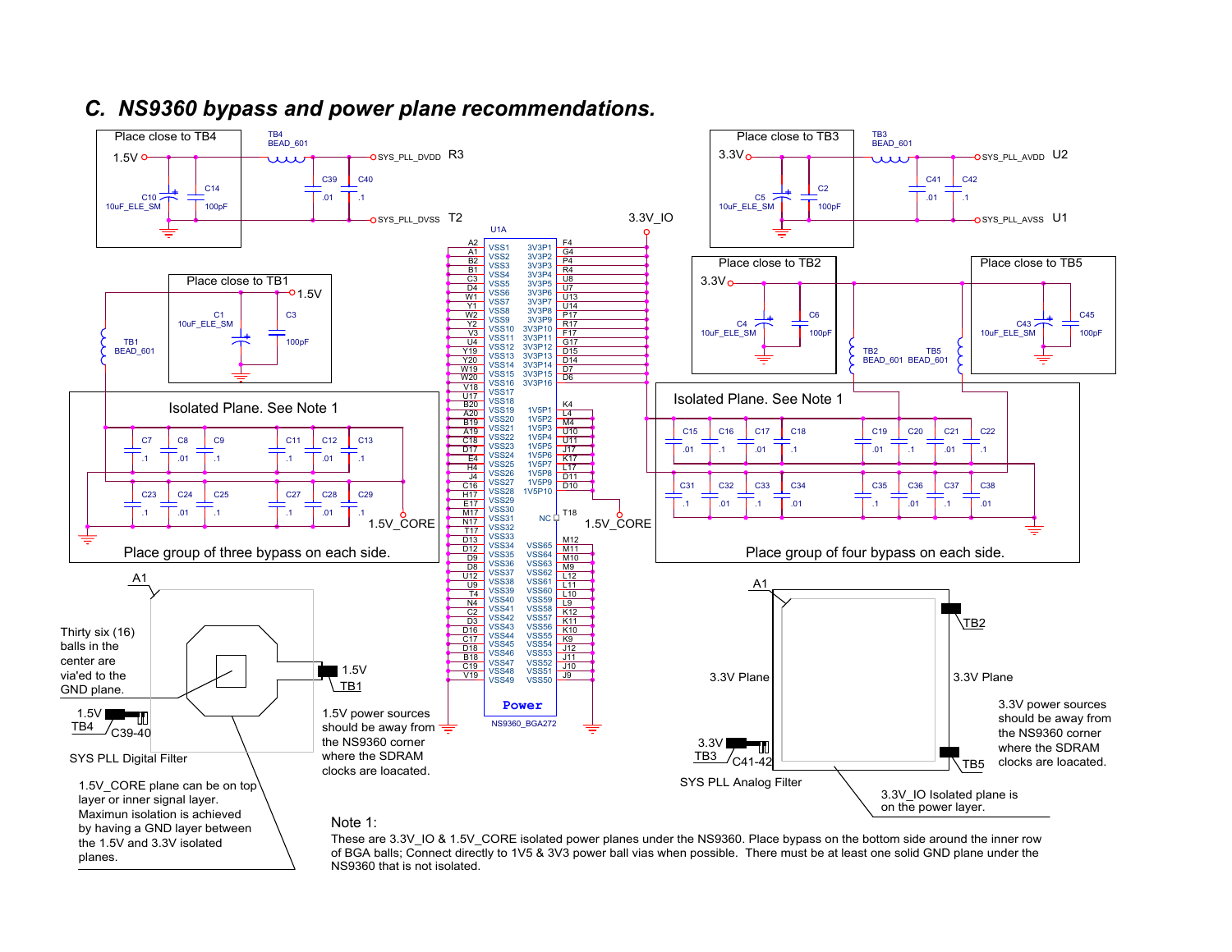## C. NS9360 bypass and power plane recommendations.

Place close to TB4

1.5V

TB4
BEAD_601

SYS_PLL_DVDD R3

SYS_PLL_DVSS T2

C10 10uF_ELE_SM

C14 100pF

C39 .01

C40 .1

Place close to TB3

3.3V

TB3
BEAD_601

SYS_PLL_AVDD U2

SYS_PLL_AVSS U1

C5 10uF_ELE_SM

C2 100pF

C41 .01

C42 .1

Place close to TB1

1.5V

C1 10uF_ELE_SM

C3 100pF

TB1 BEAD_601

Place close to TB2

3.3V

C4 10uF_ELE_SM

C6 100pF

TB2 BEAD_601

TB5 BEAD_601

Place close to TB5

C43 10uF_ELE_SM

C45 100pF

3.3V_IO

U1A

NS9360_BGA272

Power

Isolated Plane. See Note 1

C7 .1, C8 .01, C9 .1, C11 .1, C12 .01, C13 .1

C23 .1, C24 .01, C25 .1, C27 .1, C28 .01, C29 .1

1.5V_CORE

Place group of three bypass on each side.

Isolated Plane. See Note 1

C15 .01, C16 .1, C17 .01, C18 .1, C19 .01, C20 .1, C21 .01, C22 .1

C31 .1, C32 .01, C33 .1, C34 .01, C35 .1, C36 .01, C37 .1, C38 .01

1.5V_CORE

Place group of four bypass on each side.

A1

Thirty six (16) balls in the center are via'ed to the GND plane.

1.5V TB1

1.5V TB4 C39-40

SYS PLL Digital Filter

1.5V power sources should be away from the NS9360 corner where the SDRAM clocks are loacated.

1.5V_CORE plane can be on top layer or inner signal layer. Maximun isolation is achieved by having a GND layer between the 1.5V and 3.3V isolated planes.

A1

TB2

3.3V Plane

3.3V Plane

3.3V power sources should be away from the NS9360 corner where the SDRAM clocks are loacated.

3.3V TB3 C41-42

TB5

SYS PLL Analog Filter

3.3V_IO Isolated plane is on the power layer.

Note 1:

These are 3.3V_IO & 1.5V_CORE isolated power planes under the NS9360. Place bypass on the bottom side around the inner row of BGA balls; Connect directly to 1V5 & 3V3 power ball vias when possible. There must be at least one solid GND plane under the NS9360 that is not isolated.